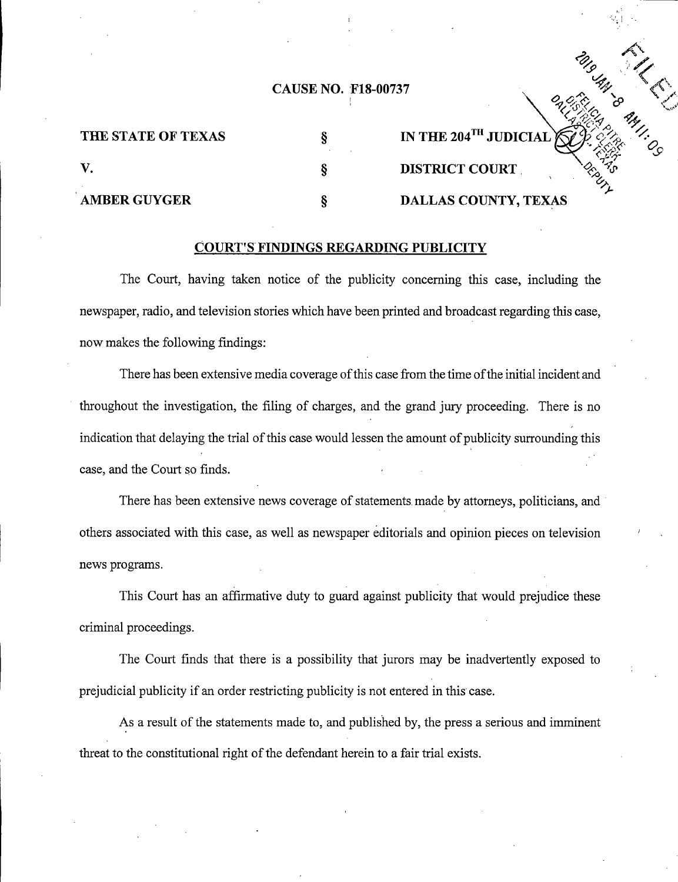**CAUSE NO. F18-00737**

| | | |
|---|---|---|
| **THE STATE OF TEXAS** | § | **IN THE 204TH JUDICIAL** |
| **V.** | § | **DISTRICT COURT** |
| **AMBER GUYGER** | § | **DALLAS COUNTY, TEXAS** |

FILED 2019 JAN -8 AM 11:09 FELICIA PITRE DISTRICT CLERK DALLAS CO. TEXAS DEPUTY

## COURT'S FINDINGS REGARDING PUBLICITY

The Court, having taken notice of the publicity concerning this case, including the newspaper, radio, and television stories which have been printed and broadcast regarding this case, now makes the following findings:

There has been extensive media coverage of this case from the time of the initial incident and throughout the investigation, the filing of charges, and the grand jury proceeding. There is no indication that delaying the trial of this case would lessen the amount of publicity surrounding this case, and the Court so finds.

There has been extensive news coverage of statements made by attorneys, politicians, and others associated with this case, as well as newspaper editorials and opinion pieces on television news programs.

This Court has an affirmative duty to guard against publicity that would prejudice these criminal proceedings.

The Court finds that there is a possibility that jurors may be inadvertently exposed to prejudicial publicity if an order restricting publicity is not entered in this case.

As a result of the statements made to, and published by, the press a serious and imminent threat to the constitutional right of the defendant herein to a fair trial exists.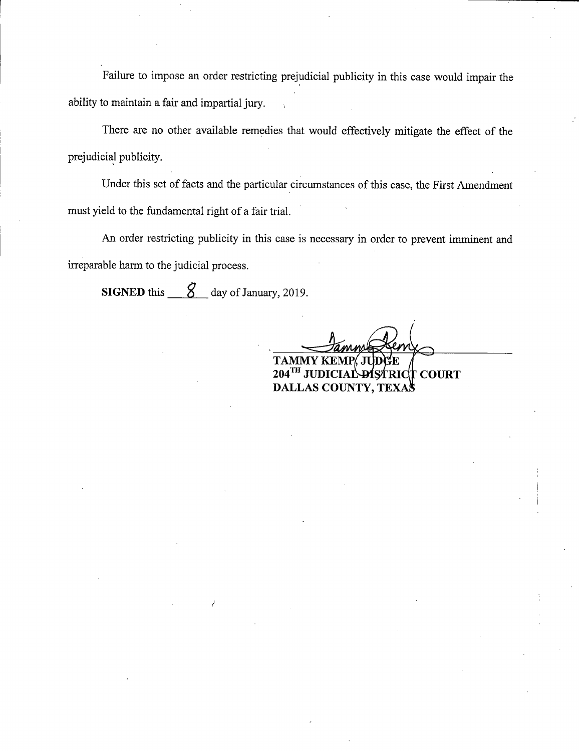Failure to impose an order restricting prejudicial publicity in this case would impair the ability to maintain a fair and impartial jury.

There are no other available remedies that would effectively mitigate the effect of the prejudicial publicity.

Under this set of facts and the particular circumstances of this case, the First Amendment must yield to the fundamental right of a fair trial.

An order restricting publicity in this case is necessary in order to prevent imminent and irreparable harm to the judicial process.

**SIGNED** this 8 day of January, 2019.

Tammy Kemp

**TAMMY KEMP, JUDGE**
**204TH JUDICIAL DISTRICT COURT**
**DALLAS COUNTY, TEXAS**